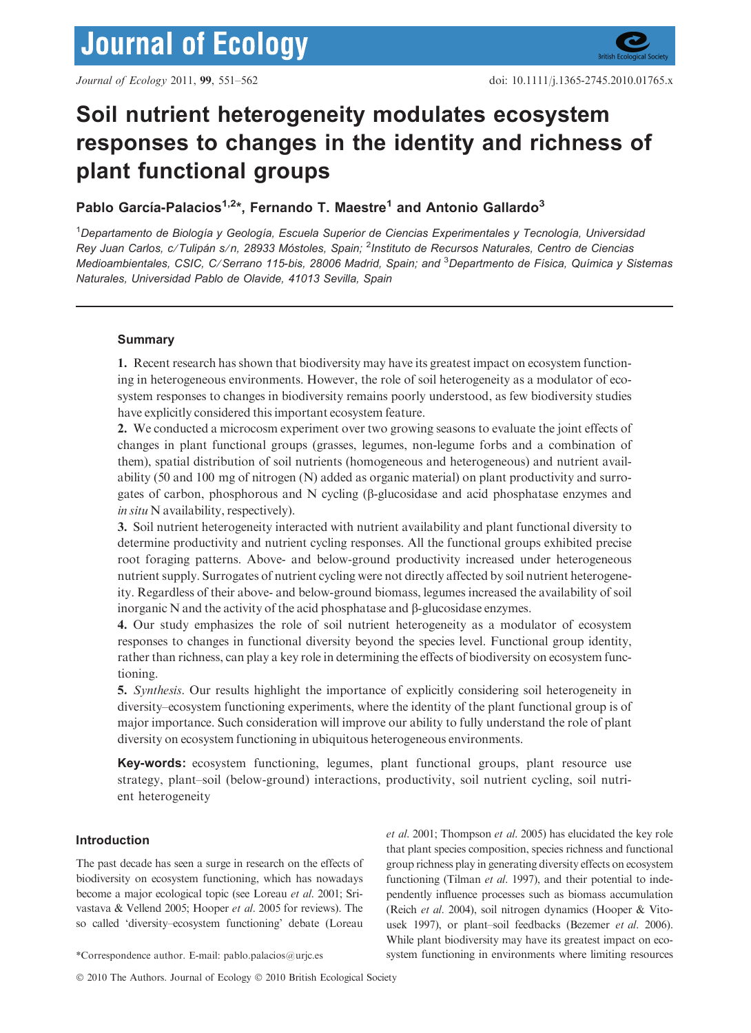# Soil nutrient heterogeneity modulates ecosystem responses to changes in the identity and richness of plant functional groups

**Pablo García-Palacios[1,2*], Fernando T. Maestre[1] and Antonio Gallardo[3]**

[1]*Departamento de Biología y Geología, Escuela Superior de Ciencias Experimentales y Tecnología, Universidad Rey Juan Carlos, c/Tulipán s/n, 28933 Móstoles, Spain;* [2]*Instituto de Recursos Naturales, Centro de Ciencias Medioambientales, CSIC, C/Serrano 115-bis, 28006 Madrid, Spain; and* [3]*Departmento de Física, Química y Sistemas Naturales, Universidad Pablo de Olavide, 41013 Sevilla, Spain*

---

## Summary

**1.** Recent research has shown that biodiversity may have its greatest impact on ecosystem functioning in heterogeneous environments. However, the role of soil heterogeneity as a modulator of ecosystem responses to changes in biodiversity remains poorly understood, as few biodiversity studies have explicitly considered this important ecosystem feature.

**2.** We conducted a microcosm experiment over two growing seasons to evaluate the joint effects of changes in plant functional groups (grasses, legumes, non-legume forbs and a combination of them), spatial distribution of soil nutrients (homogeneous and heterogeneous) and nutrient availability (50 and 100 mg of nitrogen (N) added as organic material) on plant productivity and surrogates of carbon, phosphorous and N cycling (β-glucosidase and acid phosphatase enzymes and *in situ* N availability, respectively).

**3.** Soil nutrient heterogeneity interacted with nutrient availability and plant functional diversity to determine productivity and nutrient cycling responses. All the functional groups exhibited precise root foraging patterns. Above- and below-ground productivity increased under heterogeneous nutrient supply. Surrogates of nutrient cycling were not directly affected by soil nutrient heterogeneity. Regardless of their above- and below-ground biomass, legumes increased the availability of soil inorganic N and the activity of the acid phosphatase and β-glucosidase enzymes.

**4.** Our study emphasizes the role of soil nutrient heterogeneity as a modulator of ecosystem responses to changes in functional diversity beyond the species level. Functional group identity, rather than richness, can play a key role in determining the effects of biodiversity on ecosystem functioning.

**5.** *Synthesis*. Our results highlight the importance of explicitly considering soil heterogeneity in diversity–ecosystem functioning experiments, where the identity of the plant functional group is of major importance. Such consideration will improve our ability to fully understand the role of plant diversity on ecosystem functioning in ubiquitous heterogeneous environments.

**Key-words:** ecosystem functioning, legumes, plant functional groups, plant resource use strategy, plant–soil (below-ground) interactions, productivity, soil nutrient cycling, soil nutrient heterogeneity

## Introduction

The past decade has seen a surge in research on the effects of biodiversity on ecosystem functioning, which has nowadays become a major ecological topic (see Loreau *et al.* 2001; Srivastava & Vellend 2005; Hooper *et al.* 2005 for reviews). The so called 'diversity–ecosystem functioning' debate (Loreau *et al.* 2001; Thompson *et al.* 2005) has elucidated the key role that plant species composition, species richness and functional group richness play in generating diversity effects on ecosystem functioning (Tilman *et al.* 1997), and their potential to independently influence processes such as biomass accumulation (Reich *et al.* 2004), soil nitrogen dynamics (Hooper & Vitousek 1997), or plant–soil feedbacks (Bezemer *et al.* 2006). While plant biodiversity may have its greatest impact on ecosystem functioning in environments where limiting resources

*Correspondence author. E-mail: pablo.palacios@urjc.es

© 2010 The Authors. Journal of Ecology © 2010 British Ecological Society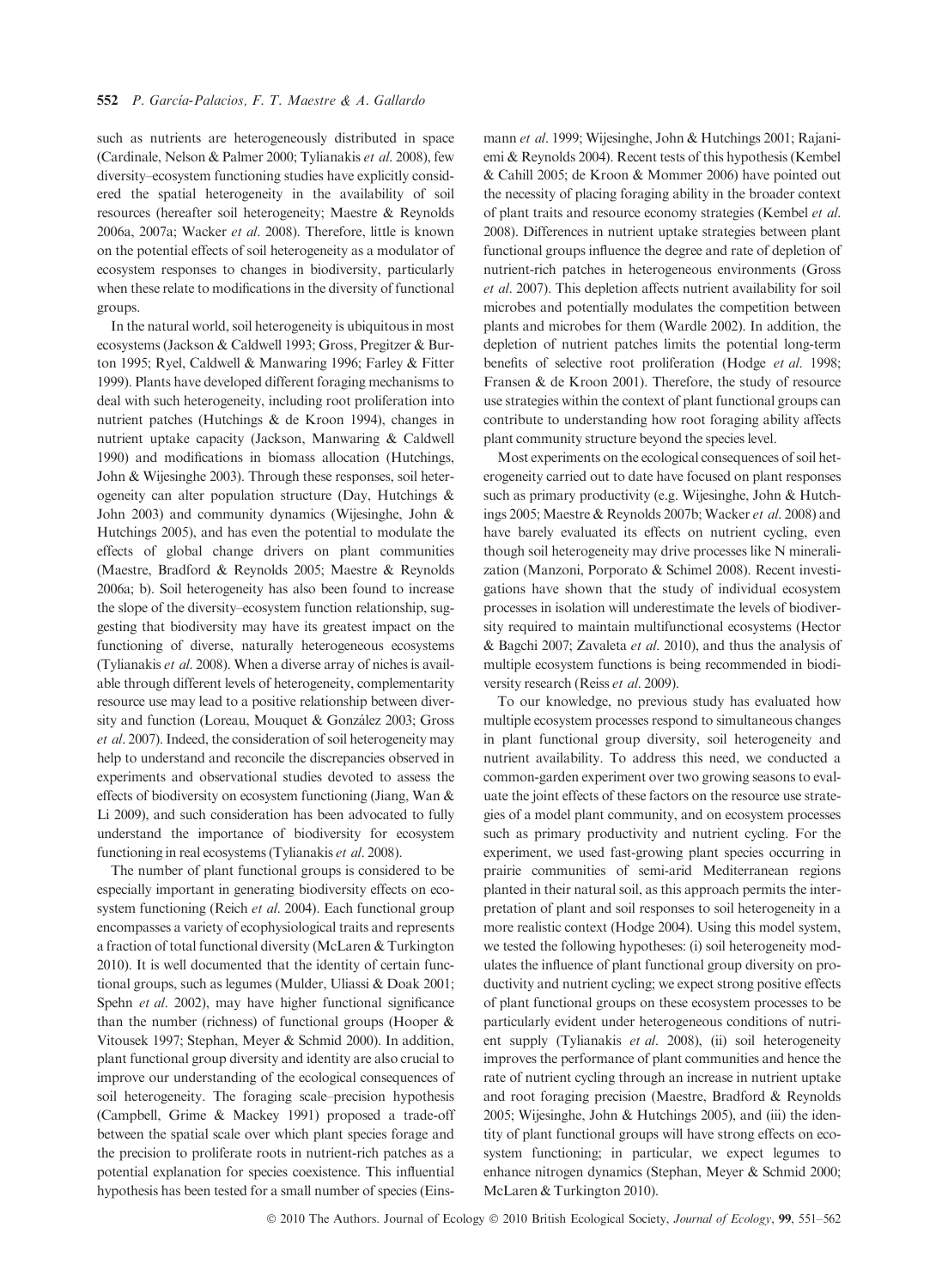such as nutrients are heterogeneously distributed in space (Cardinale, Nelson & Palmer 2000; Tylianakis *et al*. 2008), few diversity–ecosystem functioning studies have explicitly considered the spatial heterogeneity in the availability of soil resources (hereafter soil heterogeneity; Maestre & Reynolds 2006a, 2007a; Wacker *et al*. 2008). Therefore, little is known on the potential effects of soil heterogeneity as a modulator of ecosystem responses to changes in biodiversity, particularly when these relate to modifications in the diversity of functional groups.

In the natural world, soil heterogeneity is ubiquitous in most ecosystems (Jackson & Caldwell 1993; Gross, Pregitzer & Burton 1995; Ryel, Caldwell & Manwaring 1996; Farley & Fitter 1999). Plants have developed different foraging mechanisms to deal with such heterogeneity, including root proliferation into nutrient patches (Hutchings & de Kroon 1994), changes in nutrient uptake capacity (Jackson, Manwaring & Caldwell 1990) and modifications in biomass allocation (Hutchings, John & Wijesinghe 2003). Through these responses, soil heterogeneity can alter population structure (Day, Hutchings & John 2003) and community dynamics (Wijesinghe, John & Hutchings 2005), and has even the potential to modulate the effects of global change drivers on plant communities (Maestre, Bradford & Reynolds 2005; Maestre & Reynolds 2006a; b). Soil heterogeneity has also been found to increase the slope of the diversity–ecosystem function relationship, suggesting that biodiversity may have its greatest impact on the functioning of diverse, naturally heterogeneous ecosystems (Tylianakis *et al*. 2008). When a diverse array of niches is available through different levels of heterogeneity, complementarity resource use may lead to a positive relationship between diversity and function (Loreau, Mouquet & González 2003; Gross *et al*. 2007). Indeed, the consideration of soil heterogeneity may help to understand and reconcile the discrepancies observed in experiments and observational studies devoted to assess the effects of biodiversity on ecosystem functioning (Jiang, Wan & Li 2009), and such consideration has been advocated to fully understand the importance of biodiversity for ecosystem functioning in real ecosystems (Tylianakis *et al*. 2008).

The number of plant functional groups is considered to be especially important in generating biodiversity effects on ecosystem functioning (Reich *et al*. 2004). Each functional group encompasses a variety of ecophysiological traits and represents a fraction of total functional diversity (McLaren & Turkington 2010). It is well documented that the identity of certain functional groups, such as legumes (Mulder, Uliassi & Doak 2001; Spehn *et al*. 2002), may have higher functional significance than the number (richness) of functional groups (Hooper & Vitousek 1997; Stephan, Meyer & Schmid 2000). In addition, plant functional group diversity and identity are also crucial to improve our understanding of the ecological consequences of soil heterogeneity. The foraging scale–precision hypothesis (Campbell, Grime & Mackey 1991) proposed a trade-off between the spatial scale over which plant species forage and the precision to proliferate roots in nutrient-rich patches as a potential explanation for species coexistence. This influential hypothesis has been tested for a small number of species (Einsmann *et al*. 1999; Wijesinghe, John & Hutchings 2001; Rajaniemi & Reynolds 2004). Recent tests of this hypothesis (Kembel & Cahill 2005; de Kroon & Mommer 2006) have pointed out the necessity of placing foraging ability in the broader context of plant traits and resource economy strategies (Kembel *et al*. 2008). Differences in nutrient uptake strategies between plant functional groups influence the degree and rate of depletion of nutrient-rich patches in heterogeneous environments (Gross *et al*. 2007). This depletion affects nutrient availability for soil microbes and potentially modulates the competition between plants and microbes for them (Wardle 2002). In addition, the depletion of nutrient patches limits the potential long-term benefits of selective root proliferation (Hodge *et al*. 1998; Fransen & de Kroon 2001). Therefore, the study of resource use strategies within the context of plant functional groups can contribute to understanding how root foraging ability affects plant community structure beyond the species level.

Most experiments on the ecological consequences of soil heterogeneity carried out to date have focused on plant responses such as primary productivity (e.g. Wijesinghe, John & Hutchings 2005; Maestre & Reynolds 2007b; Wacker *et al*. 2008) and have barely evaluated its effects on nutrient cycling, even though soil heterogeneity may drive processes like N mineralization (Manzoni, Porporato & Schimel 2008). Recent investigations have shown that the study of individual ecosystem processes in isolation will underestimate the levels of biodiversity required to maintain multifunctional ecosystems (Hector & Bagchi 2007; Zavaleta *et al*. 2010), and thus the analysis of multiple ecosystem functions is being recommended in biodiversity research (Reiss *et al*. 2009).

To our knowledge, no previous study has evaluated how multiple ecosystem processes respond to simultaneous changes in plant functional group diversity, soil heterogeneity and nutrient availability. To address this need, we conducted a common-garden experiment over two growing seasons to evaluate the joint effects of these factors on the resource use strategies of a model plant community, and on ecosystem processes such as primary productivity and nutrient cycling. For the experiment, we used fast-growing plant species occurring in prairie communities of semi-arid Mediterranean regions planted in their natural soil, as this approach permits the interpretation of plant and soil responses to soil heterogeneity in a more realistic context (Hodge 2004). Using this model system, we tested the following hypotheses: (i) soil heterogeneity modulates the influence of plant functional group diversity on productivity and nutrient cycling; we expect strong positive effects of plant functional groups on these ecosystem processes to be particularly evident under heterogeneous conditions of nutrient supply (Tylianakis *et al*. 2008), (ii) soil heterogeneity improves the performance of plant communities and hence the rate of nutrient cycling through an increase in nutrient uptake and root foraging precision (Maestre, Bradford & Reynolds 2005; Wijesinghe, John & Hutchings 2005), and (iii) the identity of plant functional groups will have strong effects on ecosystem functioning; in particular, we expect legumes to enhance nitrogen dynamics (Stephan, Meyer & Schmid 2000; McLaren & Turkington 2010).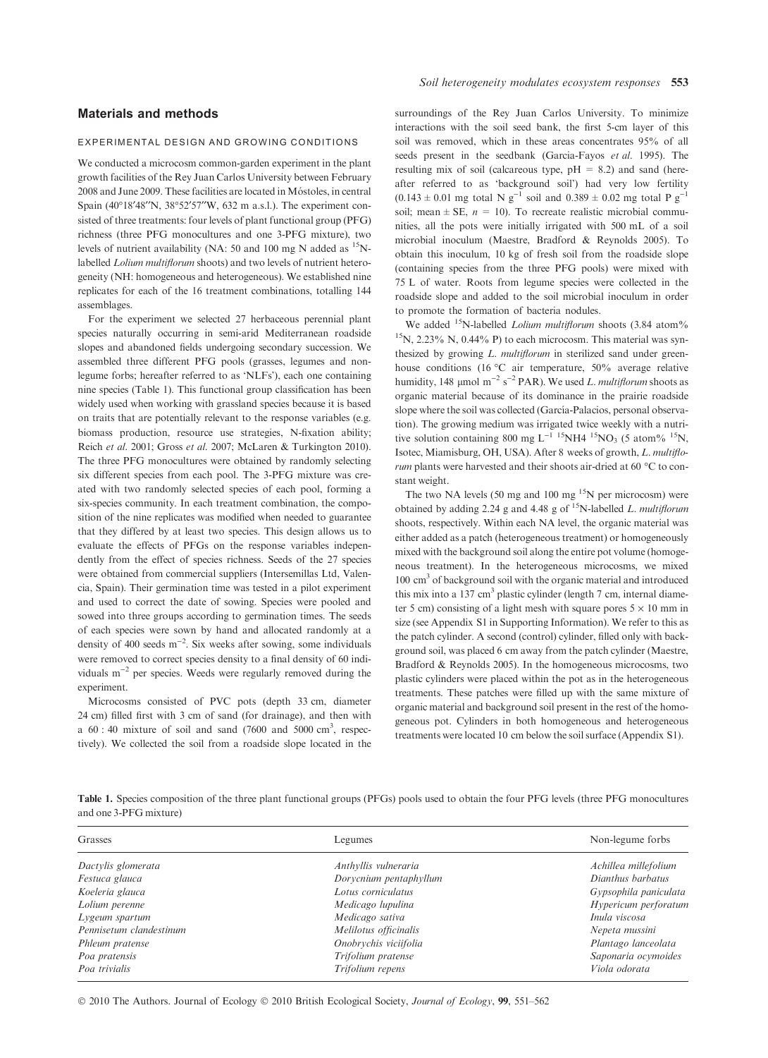## Materials and methods

### EXPERIMENTAL DESIGN AND GROWING CONDITIONS

We conducted a microcosm common-garden experiment in the plant growth facilities of the Rey Juan Carlos University between February 2008 and June 2009. These facilities are located in Móstoles, in central Spain (40°18′48″N, 38°52′57″W, 632 m a.s.l.). The experiment consisted of three treatments: four levels of plant functional group (PFG) richness (three PFG monocultures and one 3-PFG mixture), two levels of nutrient availability (NA: 50 and 100 mg N added as $^{15}$N-labelled *Lolium multiflorum* shoots) and two levels of nutrient heterogeneity (NH: homogeneous and heterogeneous). We established nine replicates for each of the 16 treatment combinations, totalling 144 assemblages.

For the experiment we selected 27 herbaceous perennial plant species naturally occurring in semi-arid Mediterranean roadside slopes and abandoned fields undergoing secondary succession. We assembled three different PFG pools (grasses, legumes and non-legume forbs; hereafter referred to as 'NLFs'), each one containing nine species (Table 1). This functional group classification has been widely used when working with grassland species because it is based on traits that are potentially relevant to the response variables (e.g. biomass production, resource use strategies, N-fixation ability; Reich *et al.* 2001; Gross *et al.* 2007; McLaren & Turkington 2010). The three PFG monocultures were obtained by randomly selecting six different species from each pool. The 3-PFG mixture was created with two randomly selected species of each pool, forming a six-species community. In each treatment combination, the composition of the nine replicates was modified when needed to guarantee that they differed by at least two species. This design allows us to evaluate the effects of PFGs on the response variables independently from the effect of species richness. Seeds of the 27 species were obtained from commercial suppliers (Intersemillas Ltd, Valencia, Spain). Their germination time was tested in a pilot experiment and used to correct the date of sowing. Species were pooled and sowed into three groups according to germination times. The seeds of each species were sown by hand and allocated randomly at a density of 400 seeds m$^{-2}$. Six weeks after sowing, some individuals were removed to correct species density to a final density of 60 individuals m$^{-2}$ per species. Weeds were regularly removed during the experiment.

Microcosms consisted of PVC pots (depth 33 cm, diameter 24 cm) filled first with 3 cm of sand (for drainage), and then with a 60 : 40 mixture of soil and sand (7600 and 5000 cm$^3$, respectively). We collected the soil from a roadside slope located in the surroundings of the Rey Juan Carlos University. To minimize interactions with the soil seed bank, the first 5-cm layer of this soil was removed, which in these areas concentrates 95% of all seeds present in the seedbank (Garcia-Fayos *et al.* 1995). The resulting mix of soil (calcareous type, pH = 8.2) and sand (hereafter referred to as 'background soil') had very low fertility (0.143 ± 0.01 mg total N g$^{-1}$ soil and 0.389 ± 0.02 mg total P g$^{-1}$ soil; mean ± SE, $n$ = 10). To recreate realistic microbial communities, all the pots were initially irrigated with 500 mL of a soil microbial inoculum (Maestre, Bradford & Reynolds 2005). To obtain this inoculum, 10 kg of fresh soil from the roadside slope (containing species from the three PFG pools) were mixed with 75 L of water. Roots from legume species were collected in the roadside slope and added to the soil microbial inoculum in order to promote the formation of bacteria nodules.

We added $^{15}$N-labelled *Lolium multiflorum* shoots (3.84 atom% $^{15}$N, 2.23% N, 0.44% P) to each microcosm. This material was synthesized by growing *L. multiflorum* in sterilized sand under greenhouse conditions (16 °C air temperature, 50% average relative humidity, 148 μmol m$^{-2}$ s$^{-2}$ PAR). We used *L. multiflorum* shoots as organic material because of its dominance in the prairie roadside slope where the soil was collected (García-Palacios, personal observation). The growing medium was irrigated twice weekly with a nutritive solution containing 800 mg L$^{-1}$ $^{15}$NH4 $^{15}$NO$_3$ (5 atom% $^{15}$N, Isotec, Miamisburg, OH, USA). After 8 weeks of growth, *L. multiflorum* plants were harvested and their shoots air-dried at 60 °C to constant weight.

The two NA levels (50 mg and 100 mg $^{15}$N per microcosm) were obtained by adding 2.24 g and 4.48 g of $^{15}$N-labelled *L. multiflorum* shoots, respectively. Within each NA level, the organic material was either added as a patch (heterogeneous treatment) or homogeneously mixed with the background soil along the entire pot volume (homogeneous treatment). In the heterogeneous microcosms, we mixed 100 cm$^3$ of background soil with the organic material and introduced this mix into a 137 cm$^3$ plastic cylinder (length 7 cm, internal diameter 5 cm) consisting of a light mesh with square pores 5 × 10 mm in size (see Appendix S1 in Supporting Information). We refer to this as the patch cylinder. A second (control) cylinder, filled only with background soil, was placed 6 cm away from the patch cylinder (Maestre, Bradford & Reynolds 2005). In the homogeneous microcosms, two plastic cylinders were placed within the pot as in the heterogeneous treatments. These patches were filled up with the same mixture of organic material and background soil present in the rest of the homogeneous pot. Cylinders in both homogeneous and heterogeneous treatments were located 10 cm below the soil surface (Appendix S1).

**Table 1.** Species composition of the three plant functional groups (PFGs) pools used to obtain the four PFG levels (three PFG monocultures and one 3-PFG mixture)

| Grasses | Legumes | Non-legume forbs |
|---|---|---|
| *Dactylis glomerata* | *Anthyllis vulneraria* | *Achillea millefolium* |
| *Festuca glauca* | *Dorycnium pentaphyllum* | *Dianthus barbatus* |
| *Koeleria glauca* | *Lotus corniculatus* | *Gypsophila paniculata* |
| *Lolium perenne* | *Medicago lupulina* | *Hypericum perforatum* |
| *Lygeum spartum* | *Medicago sativa* | *Inula viscosa* |
| *Pennisetum clandestinum* | *Melilotus officinalis* | *Nepeta mussini* |
| *Phleum pratense* | *Onobrychis viciifolia* | *Plantago lanceolata* |
| *Poa pratensis* | *Trifolium pratense* | *Saponaria ocymoides* |
| *Poa trivialis* | *Trifolium repens* | *Viola odorata* |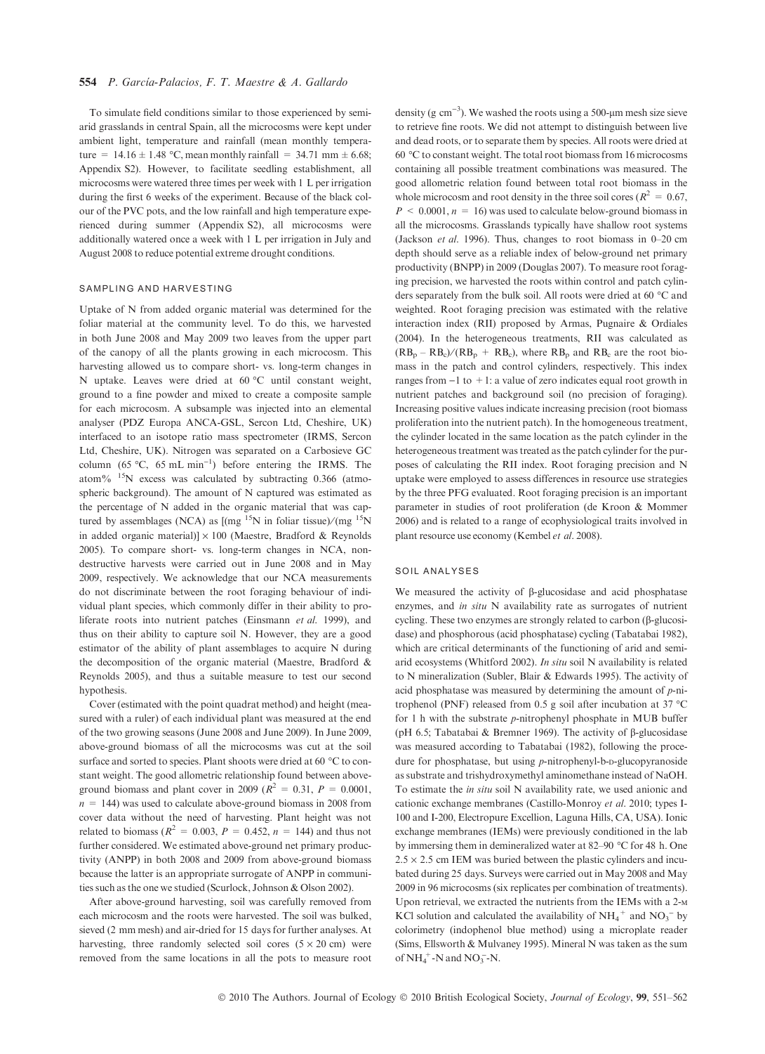To simulate field conditions similar to those experienced by semi-arid grasslands in central Spain, all the microcosms were kept under ambient light, temperature and rainfall (mean monthly temperature = 14.16 ± 1.48 °C, mean monthly rainfall = 34.71 mm ± 6.68; Appendix S2). However, to facilitate seedling establishment, all microcosms were watered three times per week with 1 L per irrigation during the first 6 weeks of the experiment. Because of the black colour of the PVC pots, and the low rainfall and high temperature experienced during summer (Appendix S2), all microcosms were additionally watered once a week with 1 L per irrigation in July and August 2008 to reduce potential extreme drought conditions.

### SAMPLING AND HARVESTING

Uptake of N from added organic material was determined for the foliar material at the community level. To do this, we harvested in both June 2008 and May 2009 two leaves from the upper part of the canopy of all the plants growing in each microcosm. This harvesting allowed us to compare short- vs. long-term changes in N uptake. Leaves were dried at 60 °C until constant weight, ground to a fine powder and mixed to create a composite sample for each microcosm. A subsample was injected into an elemental analyser (PDZ Europa ANCA-GSL, Sercon Ltd, Cheshire, UK) interfaced to an isotope ratio mass spectrometer (IRMS, Sercon Ltd, Cheshire, UK). Nitrogen was separated on a Carbosieve GC column (65 °C, 65 mL min$^{-1}$) before entering the IRMS. The atom% $^{15}$N excess was calculated by subtracting 0.366 (atmospheric background). The amount of N captured was estimated as the percentage of N added in the organic material that was captured by assemblages (NCA) as [(mg $^{15}$N in foliar tissue)/(mg $^{15}$N in added organic material)] × 100 (Maestre, Bradford & Reynolds 2005). To compare short- vs. long-term changes in NCA, non-destructive harvests were carried out in June 2008 and in May 2009, respectively. We acknowledge that our NCA measurements do not discriminate between the root foraging behaviour of individual plant species, which commonly differ in their ability to proliferate roots into nutrient patches (Einsmann *et al.* 1999), and thus on their ability to capture soil N. However, they are a good estimator of the ability of plant assemblages to acquire N during the decomposition of the organic material (Maestre, Bradford & Reynolds 2005), and thus a suitable measure to test our second hypothesis.

Cover (estimated with the point quadrat method) and height (measured with a ruler) of each individual plant was measured at the end of the two growing seasons (June 2008 and June 2009). In June 2009, above-ground biomass of all the microcosms was cut at the soil surface and sorted to species. Plant shoots were dried at 60 °C to constant weight. The good allometric relationship found between above-ground biomass and plant cover in 2009 ($R^2$ = 0.31, $P$ = 0.0001, $n$ = 144) was used to calculate above-ground biomass in 2008 from cover data without the need of harvesting. Plant height was not related to biomass ($R^2$ = 0.003, $P$ = 0.452, $n$ = 144) and thus not further considered. We estimated above-ground net primary productivity (ANPP) in both 2008 and 2009 from above-ground biomass because the latter is an appropriate surrogate of ANPP in communities such as the one we studied (Scurlock, Johnson & Olson 2002).

After above-ground harvesting, soil was carefully removed from each microcosm and the roots were harvested. The soil was bulked, sieved (2 mm mesh) and air-dried for 15 days for further analyses. At harvesting, three randomly selected soil cores (5 × 20 cm) were removed from the same locations in all the pots to measure root density (g cm$^{-3}$). We washed the roots using a 500-μm mesh size sieve to retrieve fine roots. We did not attempt to distinguish between live and dead roots, or to separate them by species. All roots were dried at 60 °C to constant weight. The total root biomass from 16 microcosms containing all possible treatment combinations was measured. The good allometric relation found between total root biomass in the whole microcosm and root density in the three soil cores ($R^2$ = 0.67, $P$ < 0.0001, $n$ = 16) was used to calculate below-ground biomass in all the microcosms. Grasslands typically have shallow root systems (Jackson *et al.* 1996). Thus, changes to root biomass in 0–20 cm depth should serve as a reliable index of below-ground net primary productivity (BNPP) in 2009 (Douglas 2007). To measure root foraging precision, we harvested the roots within control and patch cylinders separately from the bulk soil. All roots were dried at 60 °C and weighted. Root foraging precision was estimated with the relative interaction index (RII) proposed by Armas, Pugnaire & Ordiales (2004). In the heterogeneous treatments, RII was calculated as $(RB_p - RB_c)/(RB_p + RB_c)$, where $RB_p$ and $RB_c$ are the root biomass in the patch and control cylinders, respectively. This index ranges from −1 to +1: a value of zero indicates equal root growth in nutrient patches and background soil (no precision of foraging). Increasing positive values indicate increasing precision (root biomass proliferation into the nutrient patch). In the homogeneous treatment, the cylinder located in the same location as the patch cylinder in the heterogeneous treatment was treated as the patch cylinder for the purposes of calculating the RII index. Root foraging precision and N uptake were employed to assess differences in resource use strategies by the three PFG evaluated. Root foraging precision is an important parameter in studies of root proliferation (de Kroon & Mommer 2006) and is related to a range of ecophysiological traits involved in plant resource use economy (Kembel *et al.* 2008).

### SOIL ANALYSES

We measured the activity of β-glucosidase and acid phosphatase enzymes, and *in situ* N availability rate as surrogates of nutrient cycling. These two enzymes are strongly related to carbon (β-glucosidase) and phosphorous (acid phosphatase) cycling (Tabatabai 1982), which are critical determinants of the functioning of arid and semi-arid ecosystems (Whitford 2002). *In situ* soil N availability is related to N mineralization (Subler, Blair & Edwards 1995). The activity of acid phosphatase was measured by determining the amount of *p*-nitrophenol (PNF) released from 0.5 g soil after incubation at 37 °C for 1 h with the substrate *p*-nitrophenyl phosphate in MUB buffer (pH 6.5; Tabatabai & Bremner 1969). The activity of β-glucosidase was measured according to Tabatabai (1982), following the procedure for phosphatase, but using *p*-nitrophenyl-b-D-glucopyranoside as substrate and trishydroxymethyl aminomethane instead of NaOH. To estimate the *in situ* soil N availability rate, we used anionic and cationic exchange membranes (Castillo-Monroy *et al.* 2010; types I-100 and I-200, Electropure Excellion, Laguna Hills, CA, USA). Ionic exchange membranes (IEMs) were previously conditioned in the lab by immersing them in demineralized water at 82–90 °C for 48 h. One 2.5 × 2.5 cm IEM was buried between the plastic cylinders and incubated during 25 days. Surveys were carried out in May 2008 and May 2009 in 96 microcosms (six replicates per combination of treatments). Upon retrieval, we extracted the nutrients from the IEMs with a 2-M KCl solution and calculated the availability of $NH_4^+$ and $NO_3^-$ by colorimetry (indophenol blue method) using a microplate reader (Sims, Ellsworth & Mulvaney 1995). Mineral N was taken as the sum of $NH_4^+$-N and $NO_3^-$-N.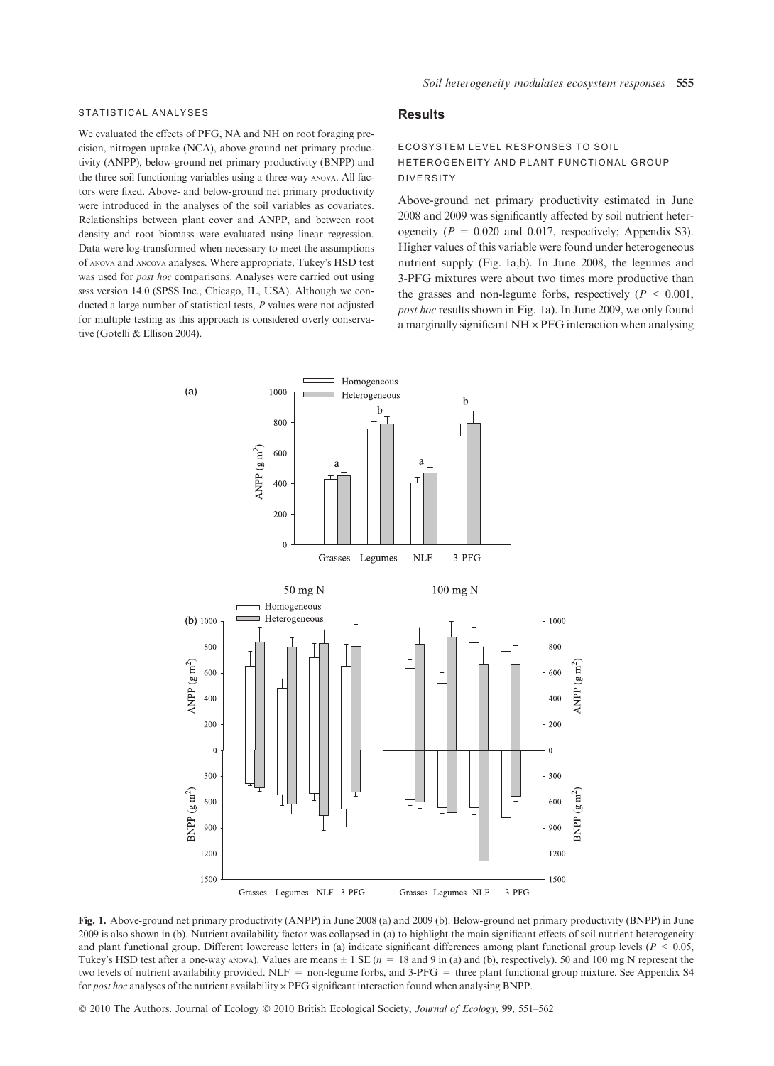### STATISTICAL ANALYSES

We evaluated the effects of PFG, NA and NH on root foraging precision, nitrogen uptake (NCA), above-ground net primary productivity (ANPP), below-ground net primary productivity (BNPP) and the three soil functioning variables using a three-way ANOVA. All factors were fixed. Above- and below-ground net primary productivity were introduced in the analyses of the soil variables as covariates. Relationships between plant cover and ANPP, and between root density and root biomass were evaluated using linear regression. Data were log-transformed when necessary to meet the assumptions of ANOVA and ANCOVA analyses. Where appropriate, Tukey's HSD test was used for *post hoc* comparisons. Analyses were carried out using SPSS version 14.0 (SPSS Inc., Chicago, IL, USA). Although we conducted a large number of statistical tests, *P* values were not adjusted for multiple testing as this approach is considered overly conservative (Gotelli & Ellison 2004).

## Results

### ECOSYSTEM LEVEL RESPONSES TO SOIL HETEROGENEITY AND PLANT FUNCTIONAL GROUP DIVERSITY

Above-ground net primary productivity estimated in June 2008 and 2009 was significantly affected by soil nutrient heterogeneity ($P = 0.020$ and $0.017$, respectively; Appendix S3). Higher values of this variable were found under heterogeneous nutrient supply (Fig. 1a,b). In June 2008, the legumes and 3-PFG mixtures were about two times more productive than the grasses and non-legume forbs, respectively ($P < 0.001$, *post hoc* results shown in Fig. 1a). In June 2009, we only found a marginally significant NH × PFG interaction when analysing

(a)

Homogeneous

Heterogeneous

ANPP (g m$^2$)

1000

800

600

400

200

0

a b a b

Grasses Legumes NLF 3-PFG

50 mg N

100 mg N

(b)

Homogeneous

Heterogeneous

ANPP (g m$^2$)

BNPP (g m$^2$)

1000 800 600 400 200 0 300 600 900 1200 1500

Grasses Legumes NLF 3-PFG Grasses Legumes NLF 3-PFG

**Fig. 1.** Above-ground net primary productivity (ANPP) in June 2008 (a) and 2009 (b). Below-ground net primary productivity (BNPP) in June 2009 is also shown in (b). Nutrient availability factor was collapsed in (a) to highlight the main significant effects of soil nutrient heterogeneity and plant functional group. Different lowercase letters in (a) indicate significant differences among plant functional group levels ($P < 0.05$, Tukey's HSD test after a one-way ANOVA). Values are means ± 1 SE ($n = 18$ and 9 in (a) and (b), respectively). 50 and 100 mg N represent the two levels of nutrient availability provided. NLF = non-legume forbs, and 3-PFG = three plant functional group mixture. See Appendix S4 for *post hoc* analyses of the nutrient availability × PFG significant interaction found when analysing BNPP.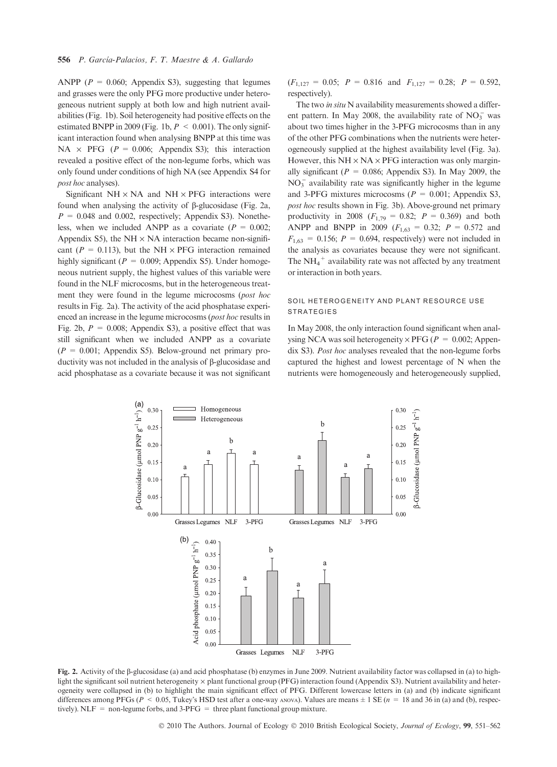ANPP ($P$ = 0.060; Appendix S3), suggesting that legumes and grasses were the only PFG more productive under heterogeneous nutrient supply at both low and high nutrient availabilities (Fig. 1b). Soil heterogeneity had positive effects on the estimated BNPP in 2009 (Fig. 1b, $P$ < 0.001). The only significant interaction found when analysing BNPP at this time was NA × PFG ($P$ = 0.006; Appendix S3); this interaction revealed a positive effect of the non-legume forbs, which was only found under conditions of high NA (see Appendix S4 for *post hoc* analyses).

Significant NH × NA and NH × PFG interactions were found when analysing the activity of β-glucosidase (Fig. 2a, $P$ = 0.048 and 0.002, respectively; Appendix S3). Nonetheless, when we included ANPP as a covariate ($P$ = 0.002; Appendix S5), the NH × NA interaction became non-significant ($P$ = 0.113), but the NH × PFG interaction remained highly significant ($P$ = 0.009; Appendix S5). Under homogeneous nutrient supply, the highest values of this variable were found in the NLF microcosms, but in the heterogeneous treatment they were found in the legume microcosms (*post hoc* results in Fig. 2a). The activity of the acid phosphatase experienced an increase in the legume microcosms (*post hoc* results in Fig. 2b, $P$ = 0.008; Appendix S3), a positive effect that was still significant when we included ANPP as a covariate ($P$ = 0.001; Appendix S5). Below-ground net primary productivity was not included in the analysis of β-glucosidase and acid phosphatase as a covariate because it was not significant ($F_{1,127}$ = 0.05; $P$ = 0.816 and $F_{1,127}$ = 0.28; $P$ = 0.592, respectively).

The two *in situ* N availability measurements showed a different pattern. In May 2008, the availability rate of $NO_3^-$ was about two times higher in the 3-PFG microcosms than in any of the other PFG combinations when the nutrients were heterogeneously supplied at the highest availability level (Fig. 3a). However, this NH × NA × PFG interaction was only marginally significant ($P$ = 0.086; Appendix S3). In May 2009, the $NO_3^-$ availability rate was significantly higher in the legume and 3-PFG mixtures microcosms ($P$ = 0.001; Appendix S3, *post hoc* results shown in Fig. 3b). Above-ground net primary productivity in 2008 ($F_{1,79}$ = 0.82; $P$ = 0.369) and both ANPP and BNPP in 2009 ($F_{1,63}$ = 0.32; $P$ = 0.572 and $F_{1,63}$ = 0.156; $P$ = 0.694, respectively) were not included in the analysis as covariates because they were not significant. The $NH_4^+$ availability rate was not affected by any treatment or interaction in both years.

### SOIL HETEROGENEITY AND PLANT RESOURCE USE STRATEGIES

In May 2008, the only interaction found significant when analysing NCA was soil heterogeneity × PFG ($P$ = 0.002; Appendix S3). *Post hoc* analyses revealed that the non-legume forbs captured the highest and lowest percentage of N when the nutrients were homogeneously and heterogeneously supplied,

(a)
Homogeneous
Heterogeneous
β-Glucosidase (μmol PNP g⁻¹ h⁻¹)
0.30, 0.25, 0.20, 0.15, 0.10, 0.05, 0.00
a a b a a b a a
Grasses Legumes NLF 3-PFG Grasses Legumes NLF 3-PFG

(b)
Acid phosphate (μmol PNP g⁻¹ h⁻¹)
0.40, 0.35, 0.30, 0.25, 0.20, 0.15, 0.10, 0.05, 0.00
a b a a
Grasses Legumes NLF 3-PFG

**Fig. 2.** Activity of the β-glucosidase (a) and acid phosphatase (b) enzymes in June 2009. Nutrient availability factor was collapsed in (a) to highlight the significant soil nutrient heterogeneity × plant functional group (PFG) interaction found (Appendix S3). Nutrient availability and heterogeneity were collapsed in (b) to highlight the main significant effect of PFG. Different lowercase letters in (a) and (b) indicate significant differences among PFGs ($P$ < 0.05, Tukey's HSD test after a one-way ANOVA). Values are means ± 1 SE ($n$ = 18 and 36 in (a) and (b), respectively). NLF = non-legume forbs, and 3-PFG = three plant functional group mixture.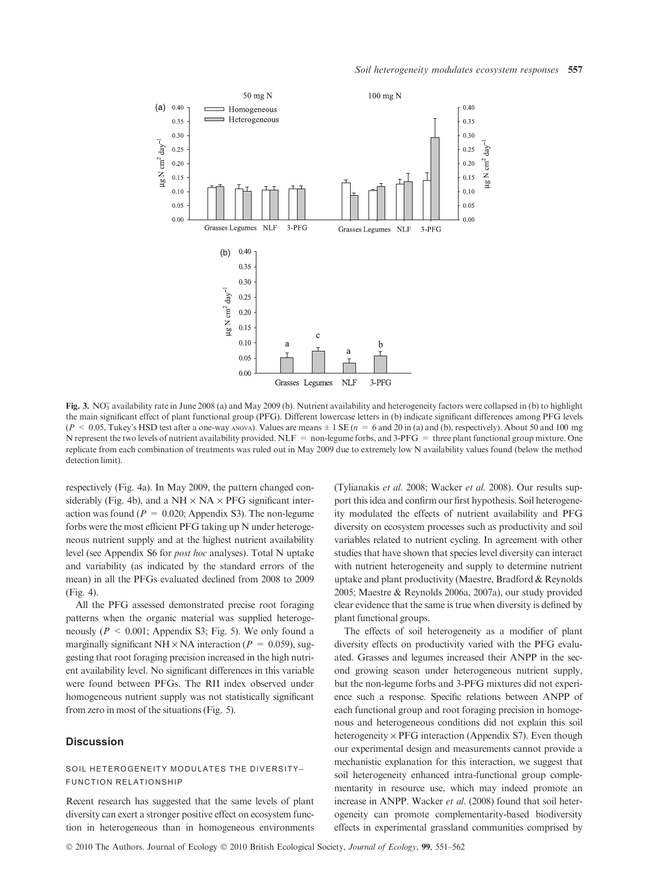50 mg N

100 mg N

(a)

Homogeneous

Heterogeneous

μg N cm² day⁻¹

0.40
0.35
0.30
0.25
0.20
0.15
0.10
0.05
0.00

Grasses Legumes NLF 3-PFG

Grasses Legumes NLF 3-PFG

(b)

μg N cm² day⁻¹

0.40
0.35
0.30
0.25
0.20
0.15
0.10
0.05
0.00

a c a b

Grasses Legumes NLF 3-PFG

**Fig. 3.** $NO_3^-$ availability rate in June 2008 (a) and May 2009 (b). Nutrient availability and heterogeneity factors were collapsed in (b) to highlight the main significant effect of plant functional group (PFG). Different lowercase letters in (b) indicate significant differences among PFG levels ($P < 0.05$, Tukey's HSD test after a one-way ANOVA). Values are means ± 1 SE ($n = 6$ and 20 in (a) and (b), respectively). About 50 and 100 mg N represent the two levels of nutrient availability provided. NLF = non-legume forbs, and 3-PFG = three plant functional group mixture. One replicate from each combination of treatments was ruled out in May 2009 due to extremely low N availability values found (below the method detection limit).

respectively (Fig. 4a). In May 2009, the pattern changed considerably (Fig. 4b), and a NH × NA × PFG significant interaction was found ($P = 0.020$; Appendix S3). The non-legume forbs were the most efficient PFG taking up N under heterogeneous nutrient supply and at the highest nutrient availability level (see Appendix S6 for *post hoc* analyses). Total N uptake and variability (as indicated by the standard errors of the mean) in all the PFGs evaluated declined from 2008 to 2009 (Fig. 4).

All the PFG assessed demonstrated precise root foraging patterns when the organic material was supplied heterogeneously ($P < 0.001$; Appendix S3; Fig. 5). We only found a marginally significant NH × NA interaction ($P = 0.059$), suggesting that root foraging precision increased in the high nutrient availability level. No significant differences in this variable were found between PFGs. The RII index observed under homogeneous nutrient supply was not statistically significant from zero in most of the situations (Fig. 5).

## Discussion

### SOIL HETEROGENEITY MODULATES THE DIVERSITY–FUNCTION RELATIONSHIP

Recent research has suggested that the same levels of plant diversity can exert a stronger positive effect on ecosystem function in heterogeneous than in homogeneous environments (Tylianakis *et al.* 2008; Wacker *et al.* 2008). Our results support this idea and confirm our first hypothesis. Soil heterogeneity modulated the effects of nutrient availability and PFG diversity on ecosystem processes such as productivity and soil variables related to nutrient cycling. In agreement with other studies that have shown that species level diversity can interact with nutrient heterogeneity and supply to determine nutrient uptake and plant productivity (Maestre, Bradford & Reynolds 2005; Maestre & Reynolds 2006a, 2007a), our study provided clear evidence that the same is true when diversity is defined by plant functional groups.

The effects of soil heterogeneity as a modifier of plant diversity effects on productivity varied with the PFG evaluated. Grasses and legumes increased their ANPP in the second growing season under heterogeneous nutrient supply, but the non-legume forbs and 3-PFG mixtures did not experience such a response. Specific relations between ANPP of each functional group and root foraging precision in homogenous and heterogeneous conditions did not explain this soil heterogeneity × PFG interaction (Appendix S7). Even though our experimental design and measurements cannot provide a mechanistic explanation for this interaction, we suggest that soil heterogeneity enhanced intra-functional group complementarity in resource use, which may indeed promote an increase in ANPP. Wacker *et al.* (2008) found that soil heterogeneity can promote complementarity-based biodiversity effects in experimental grassland communities comprised by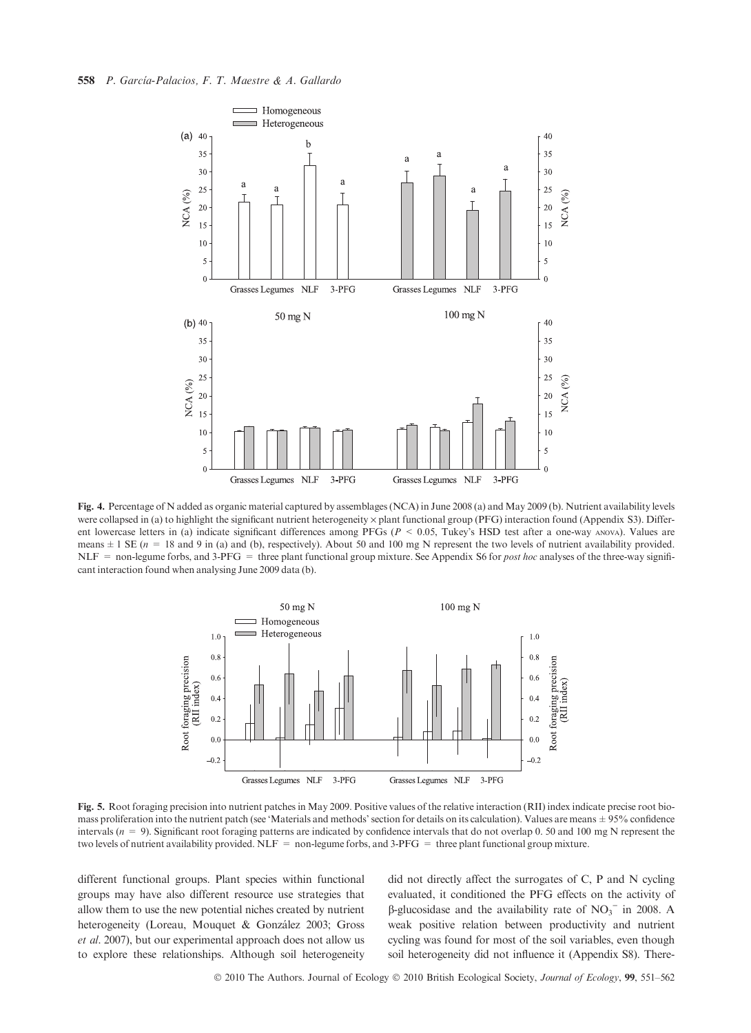Homogeneous
Heterogeneous

(a)

NCA (%)

40
35
30
25
20
15
10
5
0

a a b a

a a a a

Grasses Legumes NLF 3-PFG

Grasses Legumes NLF 3-PFG

(b)

50 mg N

100 mg N

NCA (%)

40
35
30
25
20
15
10
5
0

Grasses Legumes NLF 3-PFG

Grasses Legumes NLF 3-PFG

**Fig. 4.** Percentage of N added as organic material captured by assemblages (NCA) in June 2008 (a) and May 2009 (b). Nutrient availability levels were collapsed in (a) to highlight the significant nutrient heterogeneity × plant functional group (PFG) interaction found (Appendix S3). Different lowercase letters in (a) indicate significant differences among PFGs ($P < 0.05$, Tukey's HSD test after a one-way ANOVA). Values are means ± 1 SE ($n = 18$ and 9 in (a) and (b), respectively). About 50 and 100 mg N represent the two levels of nutrient availability provided. NLF = non-legume forbs, and 3-PFG = three plant functional group mixture. See Appendix S6 for *post hoc* analyses of the three-way significant interaction found when analysing June 2009 data (b).

50 mg N

100 mg N

Homogeneous
Heterogeneous

Root foraging precision (RII index)

1.0
0.8
0.6
0.4
0.2
0.0
−0.2

Grasses Legumes NLF 3-PFG

Grasses Legumes NLF 3-PFG

**Fig. 5.** Root foraging precision into nutrient patches in May 2009. Positive values of the relative interaction (RII) index indicate precise root biomass proliferation into the nutrient patch (see 'Materials and methods' section for details on its calculation). Values are means ± 95% confidence intervals ($n = 9$). Significant root foraging patterns are indicated by confidence intervals that do not overlap 0. 50 and 100 mg N represent the two levels of nutrient availability provided. NLF = non-legume forbs, and 3-PFG = three plant functional group mixture.

different functional groups. Plant species within functional groups may have also different resource use strategies that allow them to use the new potential niches created by nutrient heterogeneity (Loreau, Mouquet & González 2003; Gross *et al.* 2007), but our experimental approach does not allow us to explore these relationships. Although soil heterogeneity did not directly affect the surrogates of C, P and N cycling evaluated, it conditioned the PFG effects on the activity of β-glucosidase and the availability rate of $NO_3^-$ in 2008. A weak positive relation between productivity and nutrient cycling was found for most of the soil variables, even though soil heterogeneity did not influence it (Appendix S8). There-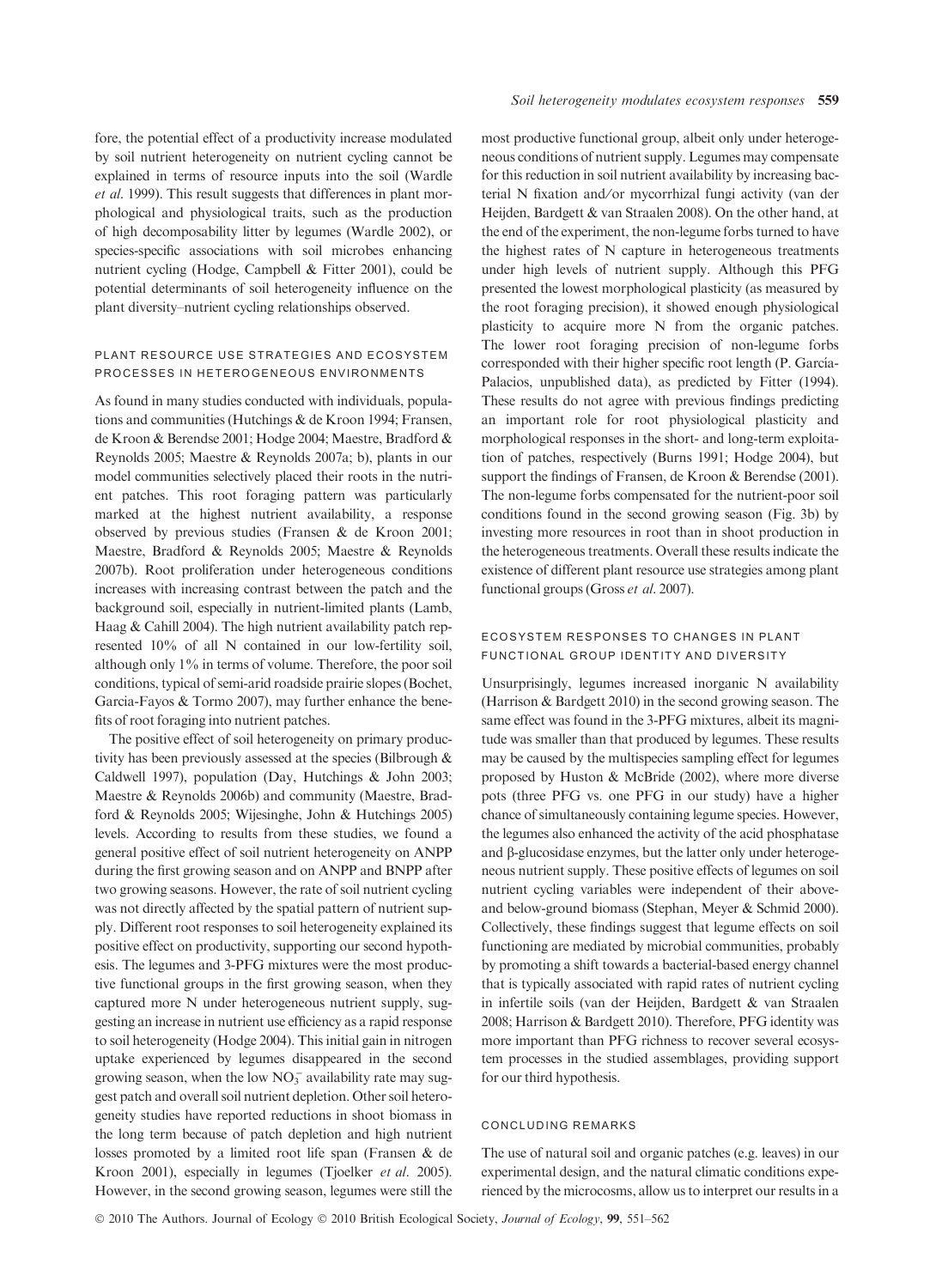fore, the potential effect of a productivity increase modulated by soil nutrient heterogeneity on nutrient cycling cannot be explained in terms of resource inputs into the soil (Wardle *et al.* 1999). This result suggests that differences in plant morphological and physiological traits, such as the production of high decomposability litter by legumes (Wardle 2002), or species-specific associations with soil microbes enhancing nutrient cycling (Hodge, Campbell & Fitter 2001), could be potential determinants of soil heterogeneity influence on the plant diversity–nutrient cycling relationships observed.

### PLANT RESOURCE USE STRATEGIES AND ECOSYSTEM PROCESSES IN HETEROGENEOUS ENVIRONMENTS

As found in many studies conducted with individuals, populations and communities (Hutchings & de Kroon 1994; Fransen, de Kroon & Berendse 2001; Hodge 2004; Maestre, Bradford & Reynolds 2005; Maestre & Reynolds 2007a; b), plants in our model communities selectively placed their roots in the nutrient patches. This root foraging pattern was particularly marked at the highest nutrient availability, a response observed by previous studies (Fransen & de Kroon 2001; Maestre, Bradford & Reynolds 2005; Maestre & Reynolds 2007b). Root proliferation under heterogeneous conditions increases with increasing contrast between the patch and the background soil, especially in nutrient-limited plants (Lamb, Haag & Cahill 2004). The high nutrient availability patch represented 10% of all N contained in our low-fertility soil, although only 1% in terms of volume. Therefore, the poor soil conditions, typical of semi-arid roadside prairie slopes (Bochet, García-Fayos & Tormo 2007), may further enhance the benefits of root foraging into nutrient patches.

The positive effect of soil heterogeneity on primary productivity has been previously assessed at the species (Bilbrough & Caldwell 1997), population (Day, Hutchings & John 2003; Maestre & Reynolds 2006b) and community (Maestre, Bradford & Reynolds 2005; Wijesinghe, John & Hutchings 2005) levels. According to results from these studies, we found a general positive effect of soil nutrient heterogeneity on ANPP during the first growing season and on ANPP and BNPP after two growing seasons. However, the rate of soil nutrient cycling was not directly affected by the spatial pattern of nutrient supply. Different root responses to soil heterogeneity explained its positive effect on productivity, supporting our second hypothesis. The legumes and 3-PFG mixtures were the most productive functional groups in the first growing season, when they captured more N under heterogeneous nutrient supply, suggesting an increase in nutrient use efficiency as a rapid response to soil heterogeneity (Hodge 2004). This initial gain in nitrogen uptake experienced by legumes disappeared in the second growing season, when the low $NO_3^-$ availability rate may suggest patch and overall soil nutrient depletion. Other soil heterogeneity studies have reported reductions in shoot biomass in the long term because of patch depletion and high nutrient losses promoted by a limited root life span (Fransen & de Kroon 2001), especially in legumes (Tjoelker *et al.* 2005). However, in the second growing season, legumes were still the most productive functional group, albeit only under heterogeneous conditions of nutrient supply. Legumes may compensate for this reduction in soil nutrient availability by increasing bacterial N fixation and/or mycorrhizal fungi activity (van der Heijden, Bardgett & van Straalen 2008). On the other hand, at the end of the experiment, the non-legume forbs turned to have the highest rates of N capture in heterogeneous treatments under high levels of nutrient supply. Although this PFG presented the lowest morphological plasticity (as measured by the root foraging precision), it showed enough physiological plasticity to acquire more N from the organic patches. The lower root foraging precision of non-legume forbs corresponded with their higher specific root length (P. García-Palacios, unpublished data), as predicted by Fitter (1994). These results do not agree with previous findings predicting an important role for root physiological plasticity and morphological responses in the short- and long-term exploitation of patches, respectively (Burns 1991; Hodge 2004), but support the findings of Fransen, de Kroon & Berendse (2001). The non-legume forbs compensated for the nutrient-poor soil conditions found in the second growing season (Fig. 3b) by investing more resources in root than in shoot production in the heterogeneous treatments. Overall these results indicate the existence of different plant resource use strategies among plant functional groups (Gross *et al.* 2007).

### ECOSYSTEM RESPONSES TO CHANGES IN PLANT FUNCTIONAL GROUP IDENTITY AND DIVERSITY

Unsurprisingly, legumes increased inorganic N availability (Harrison & Bardgett 2010) in the second growing season. The same effect was found in the 3-PFG mixtures, albeit its magnitude was smaller than that produced by legumes. These results may be caused by the multispecies sampling effect for legumes proposed by Huston & McBride (2002), where more diverse pots (three PFG vs. one PFG in our study) have a higher chance of simultaneously containing legume species. However, the legumes also enhanced the activity of the acid phosphatase and β-glucosidase enzymes, but the latter only under heterogeneous nutrient supply. These positive effects of legumes on soil nutrient cycling variables were independent of their above- and below-ground biomass (Stephan, Meyer & Schmid 2000). Collectively, these findings suggest that legume effects on soil functioning are mediated by microbial communities, probably by promoting a shift towards a bacterial-based energy channel that is typically associated with rapid rates of nutrient cycling in infertile soils (van der Heijden, Bardgett & van Straalen 2008; Harrison & Bardgett 2010). Therefore, PFG identity was more important than PFG richness to recover several ecosystem processes in the studied assemblages, providing support for our third hypothesis.

### CONCLUDING REMARKS

The use of natural soil and organic patches (e.g. leaves) in our experimental design, and the natural climatic conditions experienced by the microcosms, allow us to interpret our results in a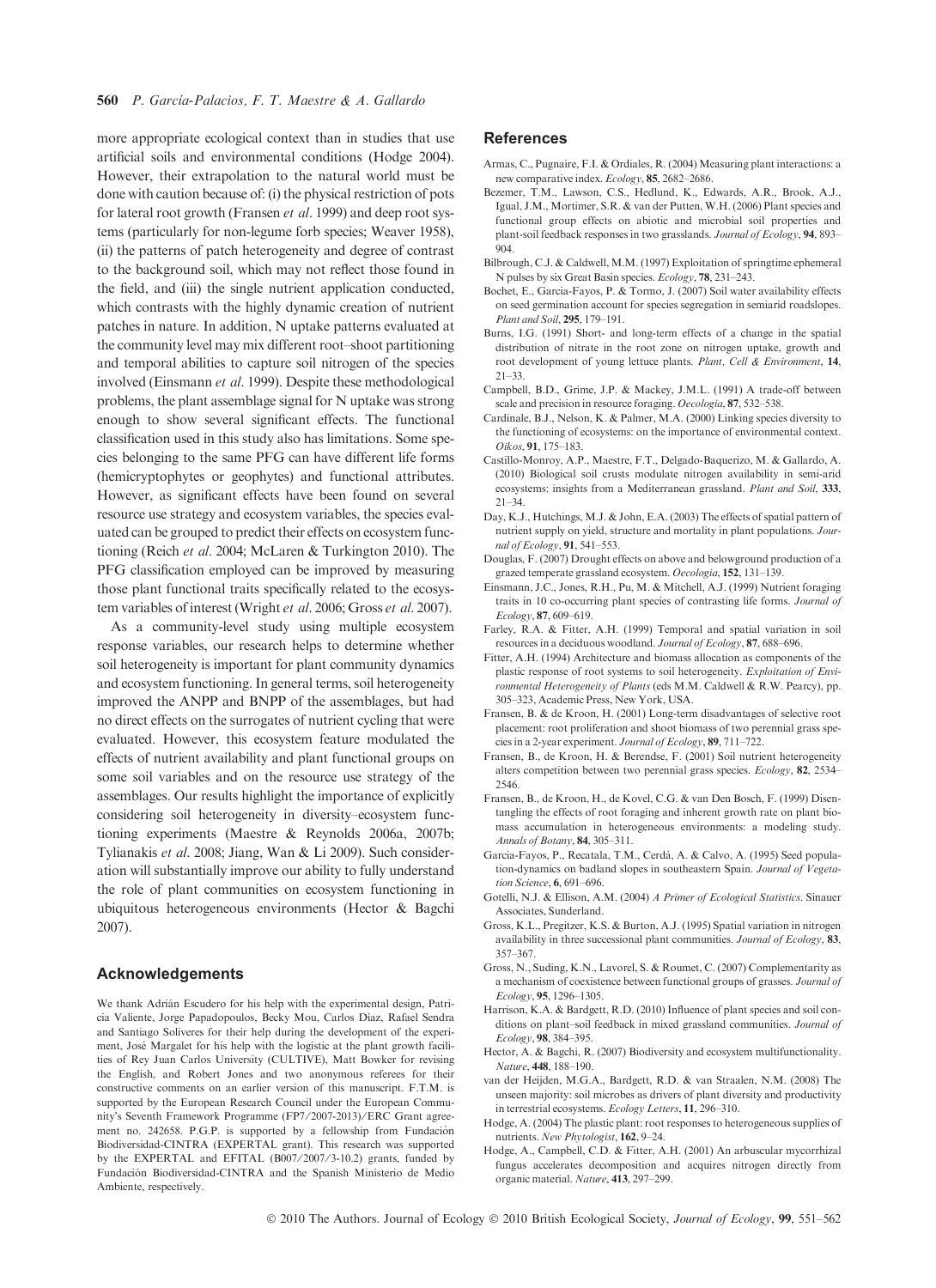more appropriate ecological context than in studies that use artificial soils and environmental conditions (Hodge 2004). However, their extrapolation to the natural world must be done with caution because of: (i) the physical restriction of pots for lateral root growth (Fransen *et al*. 1999) and deep root systems (particularly for non-legume forb species; Weaver 1958), (ii) the patterns of patch heterogeneity and degree of contrast to the background soil, which may not reflect those found in the field, and (iii) the single nutrient application conducted, which contrasts with the highly dynamic creation of nutrient patches in nature. In addition, N uptake patterns evaluated at the community level may mix different root–shoot partitioning and temporal abilities to capture soil nitrogen of the species involved (Einsmann *et al*. 1999). Despite these methodological problems, the plant assemblage signal for N uptake was strong enough to show several significant effects. The functional classification used in this study also has limitations. Some species belonging to the same PFG can have different life forms (hemicryptophytes or geophytes) and functional attributes. However, as significant effects have been found on several resource use strategy and ecosystem variables, the species evaluated can be grouped to predict their effects on ecosystem functioning (Reich *et al*. 2004; McLaren & Turkington 2010). The PFG classification employed can be improved by measuring those plant functional traits specifically related to the ecosystem variables of interest (Wright *et al*. 2006; Gross *et al*. 2007).

As a community-level study using multiple ecosystem response variables, our research helps to determine whether soil heterogeneity is important for plant community dynamics and ecosystem functioning. In general terms, soil heterogeneity improved the ANPP and BNPP of the assemblages, but had no direct effects on the surrogates of nutrient cycling that were evaluated. However, this ecosystem feature modulated the effects of nutrient availability and plant functional groups on some soil variables and on the resource use strategy of the assemblages. Our results highlight the importance of explicitly considering soil heterogeneity in diversity–ecosystem functioning experiments (Maestre & Reynolds 2006a, 2007b; Tylianakis *et al*. 2008; Jiang, Wan & Li 2009). Such consideration will substantially improve our ability to fully understand the role of plant communities on ecosystem functioning in ubiquitous heterogeneous environments (Hector & Bagchi 2007).

## Acknowledgements

We thank Adrián Escudero for his help with the experimental design, Patricia Valiente, Jorge Papadopoulos, Becky Mou, Carlos Díaz, Rafael Sendra and Santiago Soliveres for their help during the development of the experiment, José Margalet for his help with the logistic at the plant growth facilities of Rey Juan Carlos University (CULTIVE), Matt Bowker for revising the English, and Robert Jones and two anonymous referees for their constructive comments on an earlier version of this manuscript. F.T.M. is supported by the European Research Council under the European Community's Seventh Framework Programme (FP7/2007-2013)/ERC Grant agreement no. 242658. P.G.P. is supported by a fellowship from Fundación Biodiversidad-CINTRA (EXPERTAL grant). This research was supported by the EXPERTAL and EFITAL (B007/2007/3-10.2) grants, funded by Fundación Biodiversidad-CINTRA and the Spanish Ministerio de Medio Ambiente, respectively.

## References

Armas, C., Pugnaire, F.I. & Ordiales, R. (2004) Measuring plant interactions: a new comparative index. *Ecology*, **85**, 2682–2686.

Bezemer, T.M., Lawson, C.S., Hedlund, K., Edwards, A.R., Brook, A.J., Igual, J.M., Mortimer, S.R. & van der Putten, W.H. (2006) Plant species and functional group effects on abiotic and microbial soil properties and plant-soil feedback responses in two grasslands. *Journal of Ecology*, **94**, 893–904.

Bilbrough, C.J. & Caldwell, M.M. (1997) Exploitation of springtime ephemeral N pulses by six Great Basin species. *Ecology*, **78**, 231–243.

Bochet, E., García-Fayos, P. & Tormo, J. (2007) Soil water availability effects on seed germination account for species segregation in semiarid roadslopes. *Plant and Soil*, **295**, 179–191.

Burns, I.G. (1991) Short- and long-term effects of a change in the spatial distribution of nitrate in the root zone on nitrogen uptake, growth and root development of young lettuce plants. *Plant, Cell & Environment*, **14**, 21–33.

Campbell, B.D., Grime, J.P. & Mackey, J.M.L. (1991) A trade-off between scale and precision in resource foraging. *Oecologia*, **87**, 532–538.

Cardinale, B.J., Nelson, K. & Palmer, M.A. (2000) Linking species diversity to the functioning of ecosystems: on the importance of environmental context. *Oikos*, **91**, 175–183.

Castillo-Monroy, A.P., Maestre, F.T., Delgado-Baquerizo, M. & Gallardo, A. (2010) Biological soil crusts modulate nitrogen availability in semi-arid ecosystems: insights from a Mediterranean grassland. *Plant and Soil*, **333**, 21–34.

Day, K.J., Hutchings, M.J. & John, E.A. (2003) The effects of spatial pattern of nutrient supply on yield, structure and mortality in plant populations. *Journal of Ecology*, **91**, 541–553.

Douglas, F. (2007) Drought effects on above and belowground production of a grazed temperate grassland ecosystem. *Oecologia*, **152**, 131–139.

Einsmann, J.C., Jones, R.H., Pu, M. & Mitchell, A.J. (1999) Nutrient foraging traits in 10 co-occurring plant species of contrasting life forms. *Journal of Ecology*, **87**, 609–619.

Farley, R.A. & Fitter, A.H. (1999) Temporal and spatial variation in soil resources in a deciduous woodland. *Journal of Ecology*, **87**, 688–696.

Fitter, A.H. (1994) Architecture and biomass allocation as components of the plastic response of root systems to soil heterogeneity. *Exploitation of Environmental Heterogeneity of Plants* (eds M.M. Caldwell & R.W. Pearcy), pp. 305–323, Academic Press, New York, USA.

Fransen, B. & de Kroon, H. (2001) Long-term disadvantages of selective root placement: root proliferation and shoot biomass of two perennial grass species in a 2-year experiment. *Journal of Ecology*, **89**, 711–722.

Fransen, B., de Kroon, H. & Berendse, F. (2001) Soil nutrient heterogeneity alters competition between two perennial grass species. *Ecology*, **82**, 2534–2546.

Fransen, B., de Kroon, H., de Kovel, C.G. & van Den Bosch, F. (1999) Disentangling the effects of root foraging and inherent growth rate on plant biomass accumulation in heterogeneous environments: a modeling study. *Annals of Botany*, **84**, 305–311.

García-Fayos, P., Recatala, T.M., Cerdá, A. & Calvo, A. (1995) Seed population-dynamics on badland slopes in southeastern Spain. *Journal of Vegetation Science*, **6**, 691–696.

Gotelli, N.J. & Ellison, A.M. (2004) *A Primer of Ecological Statistics*. Sinauer Associates, Sunderland.

Gross, K.L., Pregitzer, K.S. & Burton, A.J. (1995) Spatial variation in nitrogen availability in three successional plant communities. *Journal of Ecology*, **83**, 357–367.

Gross, N., Suding, K.N., Lavorel, S. & Roumet, C. (2007) Complementarity as a mechanism of coexistence between functional groups of grasses. *Journal of Ecology*, **95**, 1296–1305.

Harrison, K.A. & Bardgett, R.D. (2010) Influence of plant species and soil conditions on plant–soil feedback in mixed grassland communities. *Journal of Ecology*, **98**, 384–395.

Hector, A. & Bagchi, R. (2007) Biodiversity and ecosystem multifunctionality. *Nature*, **448**, 188–190.

van der Heijden, M.G.A., Bardgett, R.D. & van Straalen, N.M. (2008) The unseen majority: soil microbes as drivers of plant diversity and productivity in terrestrial ecosystems. *Ecology Letters*, **11**, 296–310.

Hodge, A. (2004) The plastic plant: root responses to heterogeneous supplies of nutrients. *New Phytologist*, **162**, 9–24.

Hodge, A., Campbell, C.D. & Fitter, A.H. (2001) An arbuscular mycorrhizal fungus accelerates decomposition and acquires nitrogen directly from organic material. *Nature*, **413**, 297–299.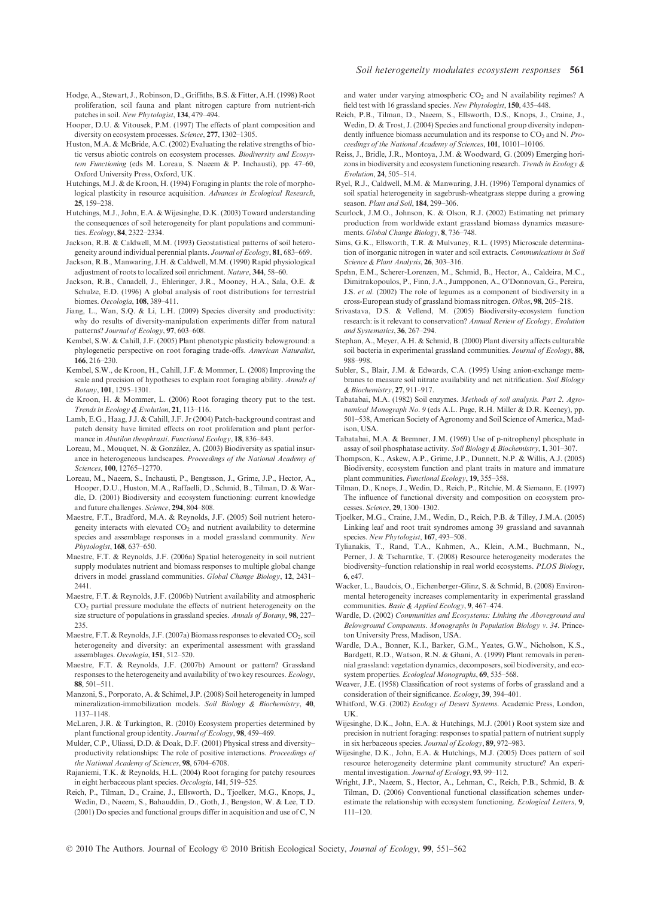Hodge, A., Stewart, J., Robinson, D., Griffiths, B.S. & Fitter, A.H. (1998) Root proliferation, soil fauna and plant nitrogen capture from nutrient-rich patches in soil. *New Phytologist*, **134**, 479–494.

Hooper, D.U. & Vitousek, P.M. (1997) The effects of plant composition and diversity on ecosystem processes. *Science*, **277**, 1302–1305.

Huston, M.A. & McBride, A.C. (2002) Evaluating the relative strengths of biotic versus abiotic controls on ecosystem processes. *Biodiversity and Ecosystem Functioning* (eds M. Loreau, S. Naeem & P. Inchausti), pp. 47–60, Oxford University Press, Oxford, UK.

Hutchings, M.J. & de Kroon, H. (1994) Foraging in plants: the role of morphological plasticity in resource acquisition. *Advances in Ecological Research*, **25**, 159–238.

Hutchings, M.J., John, E.A. & Wijesinghe, D.K. (2003) Toward understanding the consequences of soil heterogeneity for plant populations and communities. *Ecology*, **84**, 2322–2334.

Jackson, R.B. & Caldwell, M.M. (1993) Geostatistical patterns of soil heterogeneity around individual perennial plants. *Journal of Ecology*, **81**, 683–669.

Jackson, R.B., Manwaring, J.H. & Caldwell, M.M. (1990) Rapid physiological adjustment of roots to localized soil enrichment. *Nature*, **344**, 58–60.

Jackson, R.B., Canadell, J., Ehleringer, J.R., Mooney, H.A., Sala, O.E. & Schulze, E.D. (1996) A global analysis of root distributions for terrestrial biomes. *Oecologia*, **108**, 389–411.

Jiang, L., Wan, S.Q. & Li, L.H. (2009) Species diversity and productivity: why do results of diversity-manipulation experiments differ from natural patterns? *Journal of Ecology*, **97**, 603–608.

Kembel, S.W. & Cahill, J.F. (2005) Plant phenotypic plasticity belowground: a phylogenetic perspective on root foraging trade-offs. *American Naturalist*, **166**, 216–230.

Kembel, S.W., de Kroon, H., Cahill, J.F. & Mommer, L. (2008) Improving the scale and precision of hypotheses to explain root foraging ability. *Annals of Botany*, **101**, 1295–1301.

de Kroon, H. & Mommer, L. (2006) Root foraging theory put to the test. *Trends in Ecology & Evolution*, **21**, 113–116.

Lamb, E.G., Haag, J.J. & Cahill, J.F. Jr (2004) Patch-background contrast and patch density have limited effects on root proliferation and plant performance in *Abutilon theophrasti*. *Functional Ecology*, **18**, 836–843.

Loreau, M., Mouquet, N. & González, A. (2003) Biodiversity as spatial insurance in heterogeneous landscapes. *Proceedings of the National Academy of Sciences*, **100**, 12765–12770.

Loreau, M., Naeem, S., Inchausti, P., Bengtsson, J., Grime, J.P., Hector, A., Hooper, D.U., Huston, M.A., Raffaelli, D., Schmid, B., Tilman, D. & Wardle, D. (2001) Biodiversity and ecosystem functioning: current knowledge and future challenges. *Science*, **294**, 804–808.

Maestre, F.T., Bradford, M.A. & Reynolds, J.F. (2005) Soil nutrient heterogeneity interacts with elevated $CO_2$ and nutrient availability to determine species and assemblage responses in a model grassland community. *New Phytologist*, **168**, 637–650.

Maestre, F.T. & Reynolds, J.F. (2006a) Spatial heterogeneity in soil nutrient supply modulates nutrient and biomass responses to multiple global change drivers in model grassland communities. *Global Change Biology*, **12**, 2431–2441.

Maestre, F.T. & Reynolds, J.F. (2006b) Nutrient availability and atmospheric $CO_2$ partial pressure modulate the effects of nutrient heterogeneity on the size structure of populations in grassland species. *Annals of Botany*, **98**, 227–235.

Maestre, F.T. & Reynolds, J.F. (2007a) Biomass responses to elevated $CO_2$, soil heterogeneity and diversity: an experimental assessment with grassland assemblages. *Oecologia*, **151**, 512–520.

Maestre, F.T. & Reynolds, J.F. (2007b) Amount or pattern? Grassland responses to the heterogeneity and availability of two key resources. *Ecology*, **88**, 501–511.

Manzoni, S., Porporato, A. & Schimel, J.P. (2008) Soil heterogeneity in lumped mineralization-immobilization models. *Soil Biology & Biochemistry*, **40**, 1137–1148.

McLaren, J.R. & Turkington, R. (2010) Ecosystem properties determined by plant functional group identity. *Journal of Ecology*, **98**, 459–469.

Mulder, C.P., Uliassi, D.D. & Doak, D.F. (2001) Physical stress and diversity–productivity relationships: The role of positive interactions. *Proceedings of the National Academy of Sciences*, **98**, 6704–6708.

Rajaniemi, T.K. & Reynolds, H.L. (2004) Root foraging for patchy resources in eight herbaceous plant species. *Oecologia*, **141**, 519–525.

Reich, P., Tilman, D., Craine, J., Ellsworth, D., Tjoelker, M.G., Knops, J., Wedin, D., Naeem, S., Bahauddin, D., Goth, J., Bengston, W. & Lee, T.D. (2001) Do species and functional groups differ in acquisition and use of C, N and water under varying atmospheric $CO_2$ and N availability regimes? A field test with 16 grassland species. *New Phytologist*, **150**, 435–448.

Reich, P.B., Tilman, D., Naeem, S., Ellsworth, D.S., Knops, J., Craine, J., Wedin, D. & Trost, J. (2004) Species and functional group diversity independently influence biomass accumulation and its response to $CO_2$ and N. *Proceedings of the National Academy of Sciences*, **101**, 10101–10106.

Reiss, J., Bridle, J.R., Montoya, J.M. & Woodward, G. (2009) Emerging horizons in biodiversity and ecosystem functioning research. *Trends in Ecology & Evolution*, **24**, 505–514.

Ryel, R.J., Caldwell, M.M. & Manwaring, J.H. (1996) Temporal dynamics of soil spatial heterogeneity in sagebrush-wheatgrass steppe during a growing season. *Plant and Soil*, **184**, 299–306.

Scurlock, J.M.O., Johnson, K. & Olson, R.J. (2002) Estimating net primary production from worldwide extant grassland biomass dynamics measurements. *Global Change Biology*, **8**, 736–748.

Sims, G.K., Ellsworth, T.R. & Mulvaney, R.L. (1995) Microscale determination of inorganic nitrogen in water and soil extracts. *Communications in Soil Science & Plant Analysis*, **26**, 303–316.

Spehn, E.M., Scherer-Lorenzen, M., Schmid, B., Hector, A., Caldeira, M.C., Dimitrakopoulos, P., Finn, J.A., Jumpponen, A., O'Donnovan, G., Pereira, J.S. *et al.* (2002) The role of legumes as a component of biodiversity in a cross-European study of grassland biomass nitrogen. *Oikos*, **98**, 205–218.

Srivastava, D.S. & Vellend, M. (2005) Biodiversity-ecosystem function research: is it relevant to conservation? *Annual Review of Ecology, Evolution and Systematics*, **36**, 267–294.

Stephan, A., Meyer, A.H. & Schmid, B. (2000) Plant diversity affects culturable soil bacteria in experimental grassland communities. *Journal of Ecology*, **88**, 988–998.

Subler, S., Blair, J.M. & Edwards, C.A. (1995) Using anion-exchange membranes to measure soil nitrate availability and net nitrification. *Soil Biology & Biochemistry*, **27**, 911–917.

Tabatabai, M.A. (1982) Soil enzymes. *Methods of soil analysis. Part 2. Agronomical Monograph No. 9* (eds A.L. Page, R.H. Miller & D.R. Keeney), pp. 501–538, American Society of Agronomy and Soil Science of America, Madison, USA.

Tabatabai, M.A. & Bremner, J.M. (1969) Use of p-nitrophenyl phosphate in assay of soil phosphatase activity. *Soil Biology & Biochemistry*, **1**, 301–307.

Thompson, K., Askew, A.P., Grime, J.P., Dunnett, N.P. & Willis, A.J. (2005) Biodiversity, ecosystem function and plant traits in mature and immature plant communities. *Functional Ecology*, **19**, 355–358.

Tilman, D., Knops, J., Wedin, D., Reich, P., Ritchie, M. & Siemann, E. (1997) The influence of functional diversity and composition on ecosystem processes. *Science*, **29**, 1300–1302.

Tjoelker, M.G., Craine, J.M., Wedin, D., Reich, P.B. & Tilley, J.M.A. (2005) Linking leaf and root trait syndromes among 39 grassland and savannah species. *New Phytologist*, **167**, 493–508.

Tylianakis, T., Rand, T.A., Kahmen, A., Klein, A.M., Buchmann, N., Perner, J. & Tscharntke, T. (2008) Resource heterogeneity moderates the biodiversity–function relationship in real world ecosystems. *PLOS Biology*, **6**, e47.

Wacker, L., Baudois, O., Eichenberger-Glinz, S. & Schmid, B. (2008) Environmental heterogeneity increases complementarity in experimental grassland communities. *Basic & Applied Ecology*, **9**, 467–474.

Wardle, D. (2002) *Communities and Ecosystems: Linking the Aboveground and Belowground Components. Monographs in Population Biology v. 34*. Princeton University Press, Madison, USA.

Wardle, D.A., Bonner, K.I., Barker, G.M., Yeates, G.W., Nicholson, K.S., Bardgett, R.D., Watson, R.N. & Ghani, A. (1999) Plant removals in perennial grassland: vegetation dynamics, decomposers, soil biodiversity, and ecosystem properties. *Ecological Monographs*, **69**, 535–568.

Weaver, J.E. (1958) Classification of root systems of forbs of grassland and a consideration of their significance. *Ecology*, **39**, 394–401.

Whitford, W.G. (2002) *Ecology of Desert Systems*. Academic Press, London, UK.

Wijesinghe, D.K., John, E.A. & Hutchings, M.J. (2001) Root system size and precision in nutrient foraging: responses to spatial pattern of nutrient supply in six herbaceous species. *Journal of Ecology*, **89**, 972–983.

Wijesinghe, D.K., John, E.A. & Hutchings, M.J. (2005) Does pattern of soil resource heterogeneity determine plant community structure? An experimental investigation. *Journal of Ecology*, **93**, 99–112.

Wright, J.P., Naeem, S., Hector, A., Lehman, C., Reich, P.B., Schmid, B. & Tilman, D. (2006) Conventional functional classification schemes underestimate the relationship with ecosystem functioning. *Ecological Letters*, **9**, 111–120.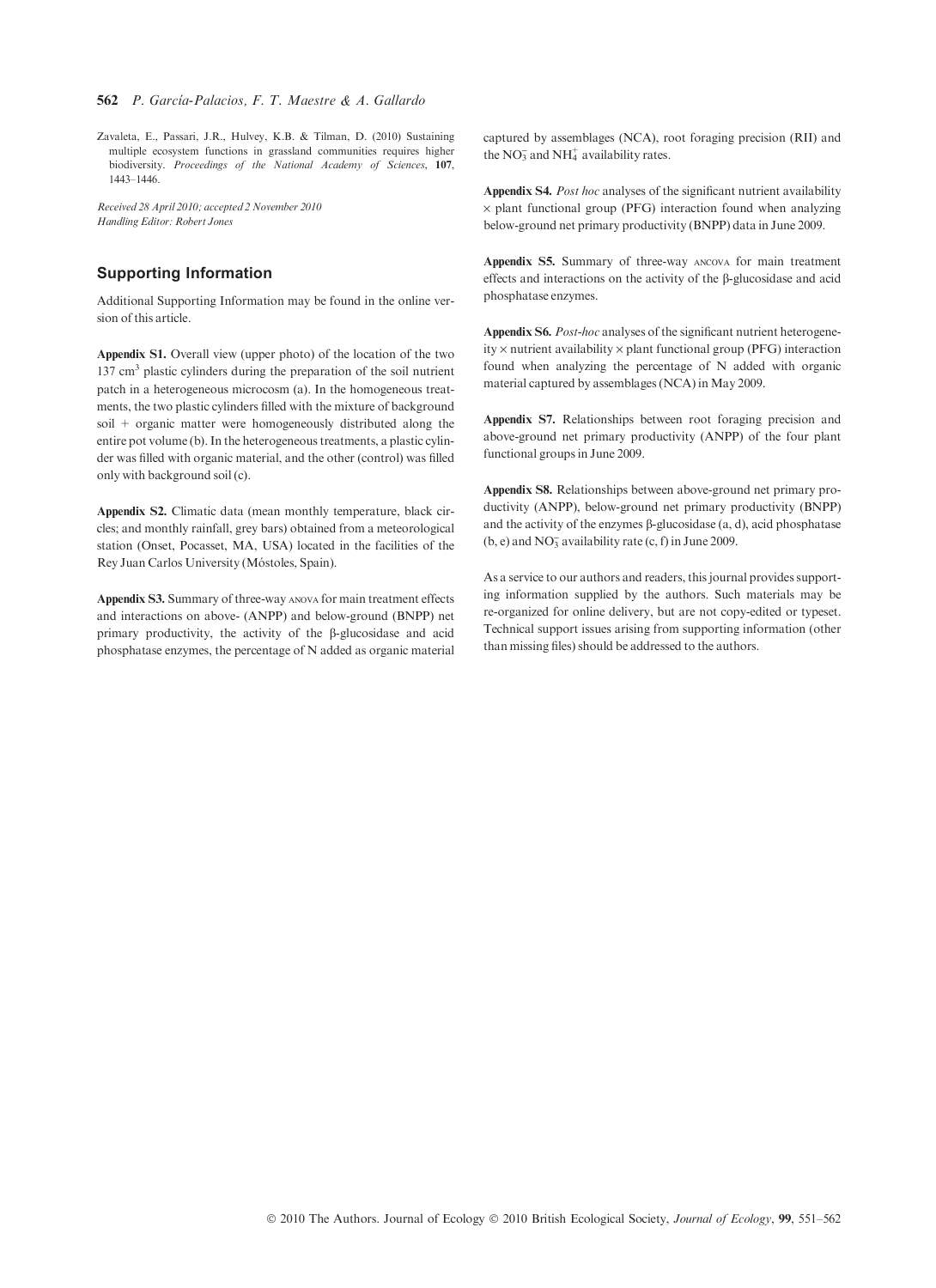Zavaleta, E., Passari, J.R., Hulvey, K.B. & Tilman, D. (2010) Sustaining multiple ecosystem functions in grassland communities requires higher biodiversity. *Proceedings of the National Academy of Sciences*, **107**, 1443–1446.

*Received 28 April 2010; accepted 2 November 2010*
*Handling Editor: Robert Jones*

## Supporting Information

Additional Supporting Information may be found in the online version of this article.

**Appendix S1.** Overall view (upper photo) of the location of the two 137 $cm^3$ plastic cylinders during the preparation of the soil nutrient patch in a heterogeneous microcosm (a). In the homogeneous treatments, the two plastic cylinders filled with the mixture of background soil + organic matter were homogeneously distributed along the entire pot volume (b). In the heterogeneous treatments, a plastic cylinder was filled with organic material, and the other (control) was filled only with background soil (c).

**Appendix S2.** Climatic data (mean monthly temperature, black circles; and monthly rainfall, grey bars) obtained from a meteorological station (Onset, Pocasset, MA, USA) located in the facilities of the Rey Juan Carlos University (Móstoles, Spain).

**Appendix S3.** Summary of three-way ANOVA for main treatment effects and interactions on above- (ANPP) and below-ground (BNPP) net primary productivity, the activity of the β-glucosidase and acid phosphatase enzymes, the percentage of N added as organic material captured by assemblages (NCA), root foraging precision (RII) and the $NO_3^-$ and $NH_4^+$ availability rates.

**Appendix S4.** *Post hoc* analyses of the significant nutrient availability × plant functional group (PFG) interaction found when analyzing below-ground net primary productivity (BNPP) data in June 2009.

**Appendix S5.** Summary of three-way ANCOVA for main treatment effects and interactions on the activity of the β-glucosidase and acid phosphatase enzymes.

**Appendix S6.** *Post-hoc* analyses of the significant nutrient heterogeneity × nutrient availability × plant functional group (PFG) interaction found when analyzing the percentage of N added with organic material captured by assemblages (NCA) in May 2009.

**Appendix S7.** Relationships between root foraging precision and above-ground net primary productivity (ANPP) of the four plant functional groups in June 2009.

**Appendix S8.** Relationships between above-ground net primary productivity (ANPP), below-ground net primary productivity (BNPP) and the activity of the enzymes β-glucosidase (a, d), acid phosphatase (b, e) and $NO_3^-$ availability rate (c, f) in June 2009.

As a service to our authors and readers, this journal provides supporting information supplied by the authors. Such materials may be re-organized for online delivery, but are not copy-edited or typeset. Technical support issues arising from supporting information (other than missing files) should be addressed to the authors.